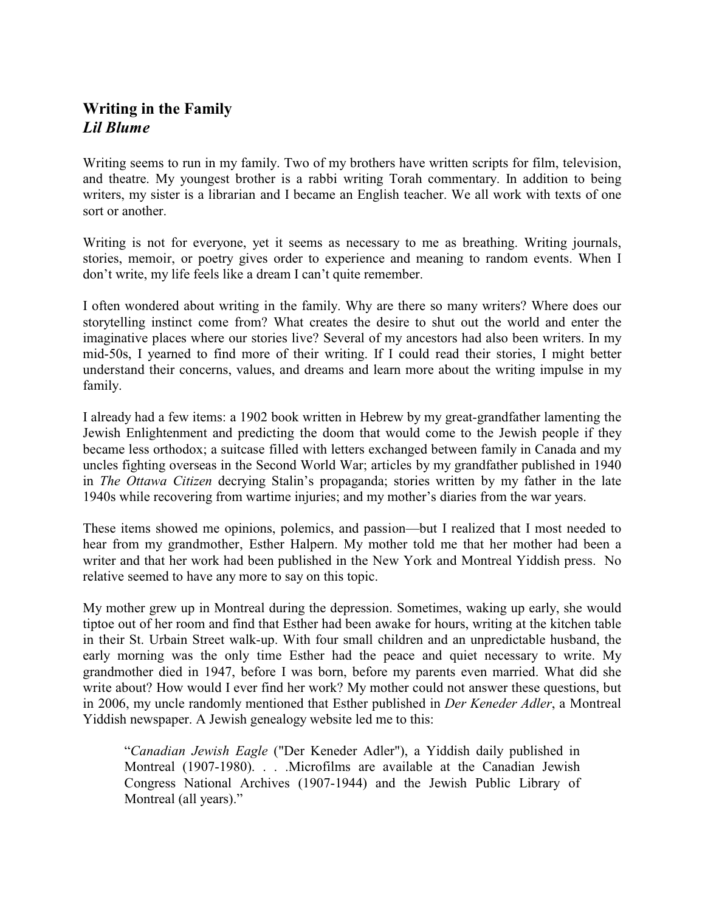# Writing in the Family

***Lil Blume***

Writing seems to run in my family. Two of my brothers have written scripts for film, television, and theatre. My youngest brother is a rabbi writing Torah commentary. In addition to being writers, my sister is a librarian and I became an English teacher. We all work with texts of one sort or another.

Writing is not for everyone, yet it seems as necessary to me as breathing. Writing journals, stories, memoir, or poetry gives order to experience and meaning to random events. When I don't write, my life feels like a dream I can't quite remember.

I often wondered about writing in the family. Why are there so many writers? Where does our storytelling instinct come from? What creates the desire to shut out the world and enter the imaginative places where our stories live? Several of my ancestors had also been writers. In my mid-50s, I yearned to find more of their writing. If I could read their stories, I might better understand their concerns, values, and dreams and learn more about the writing impulse in my family.

I already had a few items: a 1902 book written in Hebrew by my great-grandfather lamenting the Jewish Enlightenment and predicting the doom that would come to the Jewish people if they became less orthodox; a suitcase filled with letters exchanged between family in Canada and my uncles fighting overseas in the Second World War; articles by my grandfather published in 1940 in *The Ottawa Citizen* decrying Stalin's propaganda; stories written by my father in the late 1940s while recovering from wartime injuries; and my mother's diaries from the war years.

These items showed me opinions, polemics, and passion—but I realized that I most needed to hear from my grandmother, Esther Halpern. My mother told me that her mother had been a writer and that her work had been published in the New York and Montreal Yiddish press. No relative seemed to have any more to say on this topic.

My mother grew up in Montreal during the depression. Sometimes, waking up early, she would tiptoe out of her room and find that Esther had been awake for hours, writing at the kitchen table in their St. Urbain Street walk-up. With four small children and an unpredictable husband, the early morning was the only time Esther had the peace and quiet necessary to write. My grandmother died in 1947, before I was born, before my parents even married. What did she write about? How would I ever find her work? My mother could not answer these questions, but in 2006, my uncle randomly mentioned that Esther published in *Der Keneder Adler*, a Montreal Yiddish newspaper. A Jewish genealogy website led me to this:

> "*Canadian Jewish Eagle* ("Der Keneder Adler"), a Yiddish daily published in Montreal (1907-1980). . . .Microfilms are available at the Canadian Jewish Congress National Archives (1907-1944) and the Jewish Public Library of Montreal (all years)."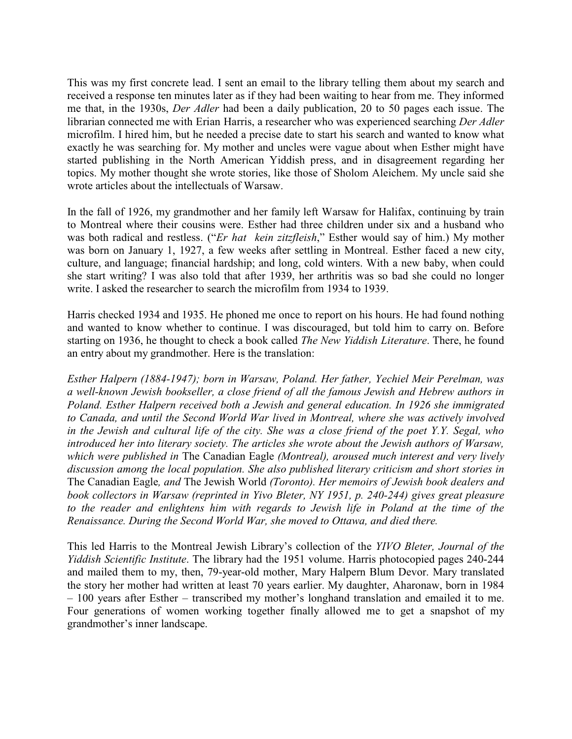This was my first concrete lead. I sent an email to the library telling them about my search and received a response ten minutes later as if they had been waiting to hear from me. They informed me that, in the 1930s, *Der Adler* had been a daily publication, 20 to 50 pages each issue. The librarian connected me with Erian Harris, a researcher who was experienced searching *Der Adler* microfilm. I hired him, but he needed a precise date to start his search and wanted to know what exactly he was searching for. My mother and uncles were vague about when Esther might have started publishing in the North American Yiddish press, and in disagreement regarding her topics. My mother thought she wrote stories, like those of Sholom Aleichem. My uncle said she wrote articles about the intellectuals of Warsaw.

In the fall of 1926, my grandmother and her family left Warsaw for Halifax, continuing by train to Montreal where their cousins were. Esther had three children under six and a husband who was both radical and restless. ("*Er hat kein zitzfleish*," Esther would say of him.) My mother was born on January 1, 1927, a few weeks after settling in Montreal. Esther faced a new city, culture, and language; financial hardship; and long, cold winters. With a new baby, when could she start writing? I was also told that after 1939, her arthritis was so bad she could no longer write. I asked the researcher to search the microfilm from 1934 to 1939.

Harris checked 1934 and 1935. He phoned me once to report on his hours. He had found nothing and wanted to know whether to continue. I was discouraged, but told him to carry on. Before starting on 1936, he thought to check a book called *The New Yiddish Literature*. There, he found an entry about my grandmother. Here is the translation:

*Esther Halpern (1884-1947); born in Warsaw, Poland. Her father, Yechiel Meir Perelman, was a well-known Jewish bookseller, a close friend of all the famous Jewish and Hebrew authors in Poland. Esther Halpern received both a Jewish and general education. In 1926 she immigrated to Canada, and until the Second World War lived in Montreal, where she was actively involved in the Jewish and cultural life of the city. She was a close friend of the poet Y.Y. Segal, who introduced her into literary society. The articles she wrote about the Jewish authors of Warsaw, which were published in* The Canadian Eagle *(Montreal), aroused much interest and very lively discussion among the local population. She also published literary criticism and short stories in* The Canadian Eagle*, and* The Jewish World *(Toronto). Her memoirs of Jewish book dealers and book collectors in Warsaw (reprinted in Yivo Bleter, NY 1951, p. 240-244) gives great pleasure to the reader and enlightens him with regards to Jewish life in Poland at the time of the Renaissance. During the Second World War, she moved to Ottawa, and died there.*

This led Harris to the Montreal Jewish Library's collection of the *YIVO Bleter, Journal of the Yiddish Scientific Institute*. The library had the 1951 volume. Harris photocopied pages 240-244 and mailed them to my, then, 79-year-old mother, Mary Halpern Blum Devor. Mary translated the story her mother had written at least 70 years earlier. My daughter, Aharonaw, born in 1984 – 100 years after Esther – transcribed my mother's longhand translation and emailed it to me. Four generations of women working together finally allowed me to get a snapshot of my grandmother's inner landscape.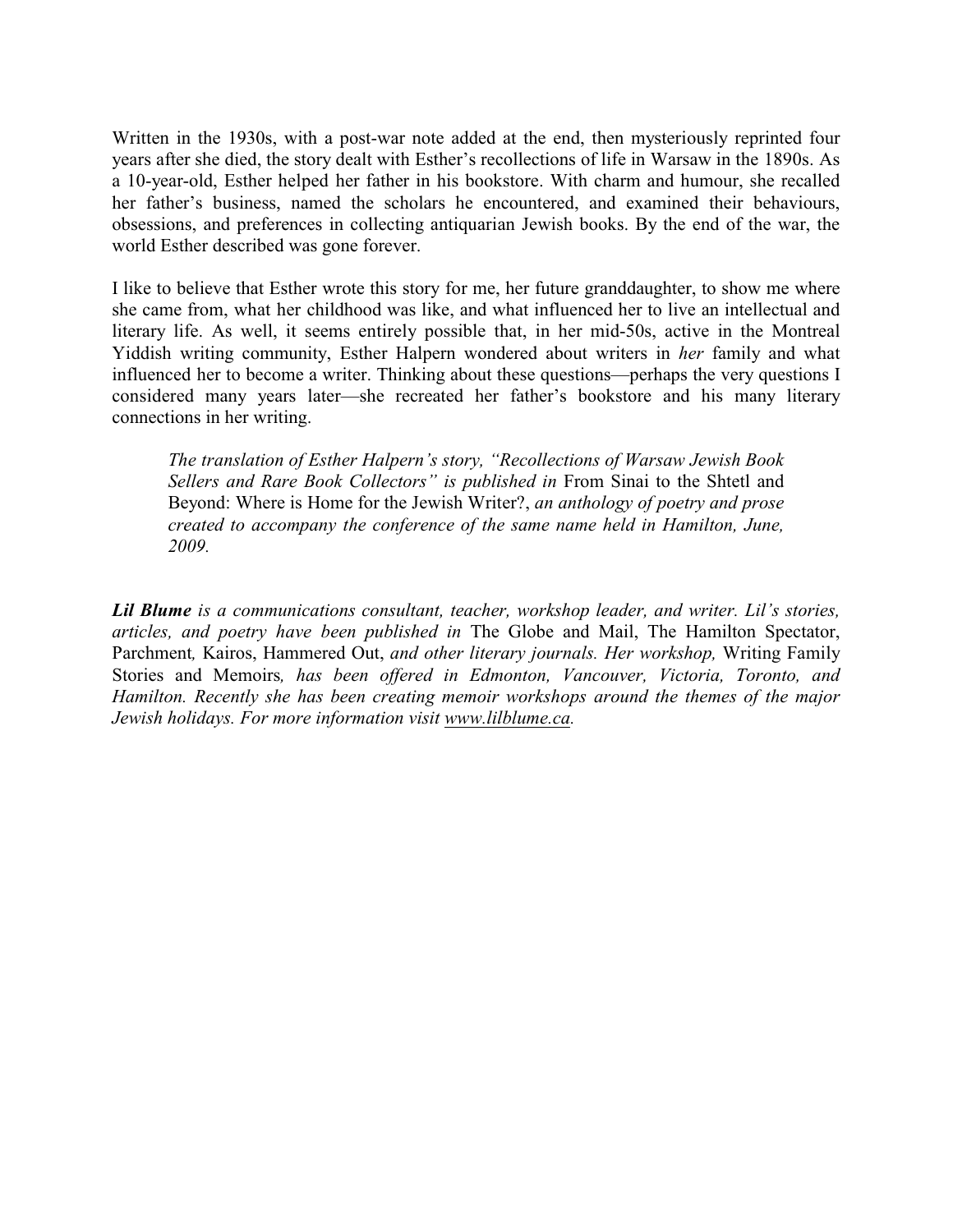Written in the 1930s, with a post-war note added at the end, then mysteriously reprinted four years after she died, the story dealt with Esther's recollections of life in Warsaw in the 1890s. As a 10-year-old, Esther helped her father in his bookstore. With charm and humour, she recalled her father's business, named the scholars he encountered, and examined their behaviours, obsessions, and preferences in collecting antiquarian Jewish books. By the end of the war, the world Esther described was gone forever.

I like to believe that Esther wrote this story for me, her future granddaughter, to show me where she came from, what her childhood was like, and what influenced her to live an intellectual and literary life. As well, it seems entirely possible that, in her mid-50s, active in the Montreal Yiddish writing community, Esther Halpern wondered about writers in *her* family and what influenced her to become a writer. Thinking about these questions—perhaps the very questions I considered many years later—she recreated her father's bookstore and his many literary connections in her writing.

> *The translation of Esther Halpern's story, "Recollections of Warsaw Jewish Book Sellers and Rare Book Collectors" is published in* From Sinai to the Shtetl and Beyond: Where is Home for the Jewish Writer?, *an anthology of poetry and prose created to accompany the conference of the same name held in Hamilton, June, 2009.*

***Lil Blume*** *is a communications consultant, teacher, workshop leader, and writer. Lil's stories, articles, and poetry have been published in* The Globe and Mail, The Hamilton Spectator, Parchment*,* Kairos, Hammered Out, *and other literary journals. Her workshop,* Writing Family Stories and Memoirs*, has been offered in Edmonton, Vancouver, Victoria, Toronto, and Hamilton. Recently she has been creating memoir workshops around the themes of the major Jewish holidays. For more information visit* www.lilblume.ca.